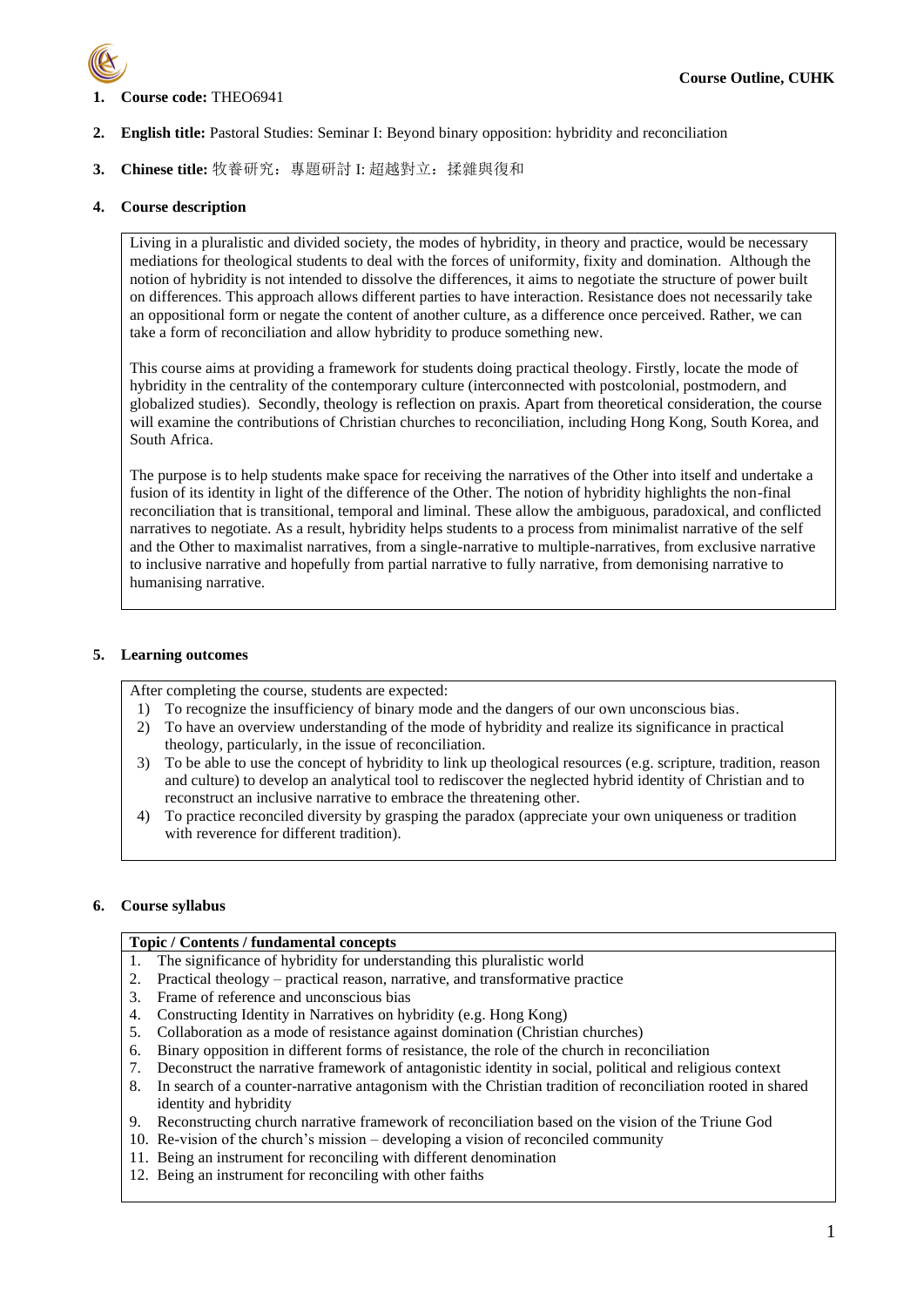1. **Course code:** THEO6941

2. **English title:** Pastoral Studies: Seminar I: Beyond binary opposition: hybridity and reconciliation

3. **Chinese title:** 牧養研究：專題研討 I: 超越對立：揉雜與復和

4. **Course description**

Living in a pluralistic and divided society, the modes of hybridity, in theory and practice, would be necessary mediations for theological students to deal with the forces of uniformity, fixity and domination. Although the notion of hybridity is not intended to dissolve the differences, it aims to negotiate the structure of power built on differences. This approach allows different parties to have interaction. Resistance does not necessarily take an oppositional form or negate the content of another culture, as a difference once perceived. Rather, we can take a form of reconciliation and allow hybridity to produce something new.

This course aims at providing a framework for students doing practical theology. Firstly, locate the mode of hybridity in the centrality of the contemporary culture (interconnected with postcolonial, postmodern, and globalized studies). Secondly, theology is reflection on praxis. Apart from theoretical consideration, the course will examine the contributions of Christian churches to reconciliation, including Hong Kong, South Korea, and South Africa.

The purpose is to help students make space for receiving the narratives of the Other into itself and undertake a fusion of its identity in light of the difference of the Other. The notion of hybridity highlights the non-final reconciliation that is transitional, temporal and liminal. These allow the ambiguous, paradoxical, and conflicted narratives to negotiate. As a result, hybridity helps students to a process from minimalist narrative of the self and the Other to maximalist narratives, from a single-narrative to multiple-narratives, from exclusive narrative to inclusive narrative and hopefully from partial narrative to fully narrative, from demonising narrative to humanising narrative.

5. **Learning outcomes**

After completing the course, students are expected:

1) To recognize the insufficiency of binary mode and the dangers of our own unconscious bias.
2) To have an overview understanding of the mode of hybridity and realize its significance in practical theology, particularly, in the issue of reconciliation.
3) To be able to use the concept of hybridity to link up theological resources (e.g. scripture, tradition, reason and culture) to develop an analytical tool to rediscover the neglected hybrid identity of Christian and to reconstruct an inclusive narrative to embrace the threatening other.
4) To practice reconciled diversity by grasping the paradox (appreciate your own uniqueness or tradition with reverence for different tradition).

6. **Course syllabus**

| Topic / Contents / fundamental concepts |
| --- |
| 1. The significance of hybridity for understanding this pluralistic world |
| 2. Practical theology – practical reason, narrative, and transformative practice |
| 3. Frame of reference and unconscious bias |
| 4. Constructing Identity in Narratives on hybridity (e.g. Hong Kong) |
| 5. Collaboration as a mode of resistance against domination (Christian churches) |
| 6. Binary opposition in different forms of resistance, the role of the church in reconciliation |
| 7. Deconstruct the narrative framework of antagonistic identity in social, political and religious context |
| 8. In search of a counter-narrative antagonism with the Christian tradition of reconciliation rooted in shared identity and hybridity |
| 9. Reconstructing church narrative framework of reconciliation based on the vision of the Triune God |
| 10. Re-vision of the church's mission – developing a vision of reconciled community |
| 11. Being an instrument for reconciling with different denomination |
| 12. Being an instrument for reconciling with other faiths |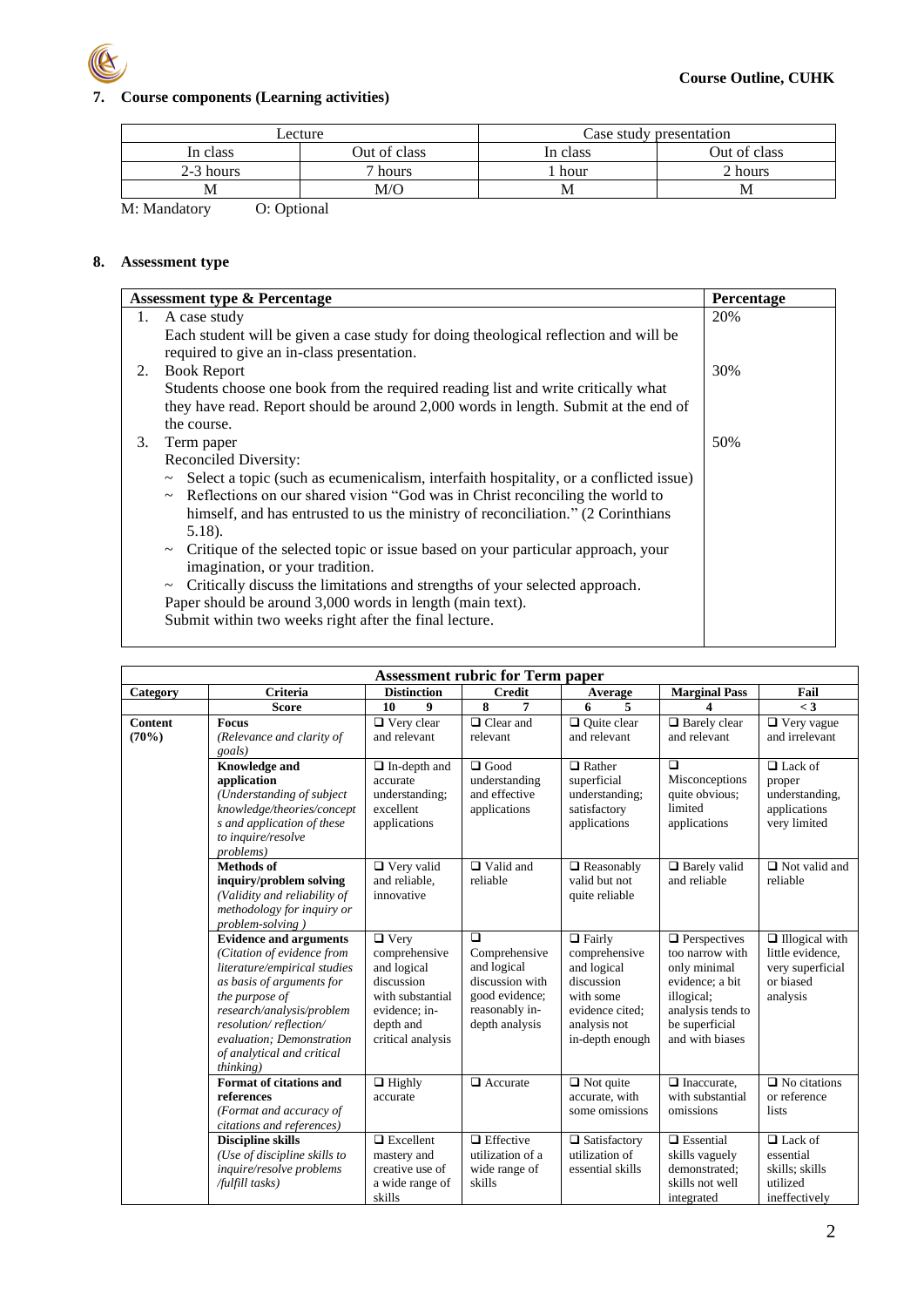## 7. Course components (Learning activities)

| Lecture | | Case study presentation | |
|---|---|---|---|
| In class | Out of class | In class | Out of class |
| 2-3 hours | 7 hours | 1 hour | 2 hours |
| M | M/O | M | M |

M: Mandatory O: Optional

## 8. Assessment type

| Assessment type & Percentage | Percentage |
|---|---|
| 1. A case study<br>Each student will be given a case study for doing theological reflection and will be required to give an in-class presentation. | 20% |
| 2. Book Report<br>Students choose one book from the required reading list and write critically what they have read. Report should be around 2,000 words in length. Submit at the end of the course. | 30% |
| 3. Term paper<br>Reconciled Diversity:<br>~ Select a topic (such as ecumenicalism, interfaith hospitality, or a conflicted issue)<br>~ Reflections on our shared vision "God was in Christ reconciling the world to himself, and has entrusted to us the ministry of reconciliation." (2 Corinthians 5.18).<br>~ Critique of the selected topic or issue based on your particular approach, your imagination, or your tradition.<br>~ Critically discuss the limitations and strengths of your selected approach.<br>Paper should be around 3,000 words in length (main text).<br>Submit within two weeks right after the final lecture. | 50% |

**Assessment rubric for Term paper**

| Category | Criteria | Distinction | Credit | Average | Marginal Pass | Fail |
|---|---|---|---|---|---|---|
| | **Score** | **10 9** | **8 7** | **6 5** | **4** | **< 3** |
| **Content (70%)** | **Focus**<br>*(Relevance and clarity of goals)* | ❑ Very clear and relevant | ❑ Clear and relevant | ❑ Quite clear and relevant | ❑ Barely clear and relevant | ❑ Very vague and irrelevant |
| | **Knowledge and application**<br>*(Understanding of subject knowledge/theories/concepts and application of these to inquire/resolve problems)* | ❑ In-depth and accurate understanding; excellent applications | ❑ Good understanding and effective applications | ❑ Rather superficial understanding; satisfactory applications | ❑ Misconceptions quite obvious; limited applications | ❑ Lack of proper understanding, applications very limited |
| | **Methods of inquiry/problem solving**<br>*(Validity and reliability of methodology for inquiry or problem-solving )* | ❑ Very valid and reliable, innovative | ❑ Valid and reliable | ❑ Reasonably valid but not quite reliable | ❑ Barely valid and reliable | ❑ Not valid and reliable |
| | **Evidence and arguments**<br>*(Citation of evidence from literature/empirical studies as basis of arguments for the purpose of research/analysis/problem resolution/ reflection/ evaluation; Demonstration of analytical and critical thinking)* | ❑ Very comprehensive and logical discussion with substantial evidence; in-depth and critical analysis | ❑ Comprehensive and logical discussion with good evidence; reasonably in-depth analysis | ❑ Fairly comprehensive and logical discussion with some evidence cited; analysis not in-depth enough | ❑ Perspectives too narrow with only minimal evidence; a bit illogical; analysis tends to be superficial and with biases | ❑ Illogical with little evidence, very superficial or biased analysis |
| | **Format of citations and references**<br>*(Format and accuracy of citations and references)* | ❑ Highly accurate | ❑ Accurate | ❑ Not quite accurate, with some omissions | ❑ Inaccurate, with substantial omissions | ❑ No citations or reference lists |
| | **Discipline skills**<br>*(Use of discipline skills to inquire/resolve problems /fulfill tasks)* | ❑ Excellent mastery and creative use of a wide range of skills | ❑ Effective utilization of a wide range of skills | ❑ Satisfactory utilization of essential skills | ❑ Essential skills vaguely demonstrated; skills not well integrated | ❑ Lack of essential skills; skills utilized ineffectively |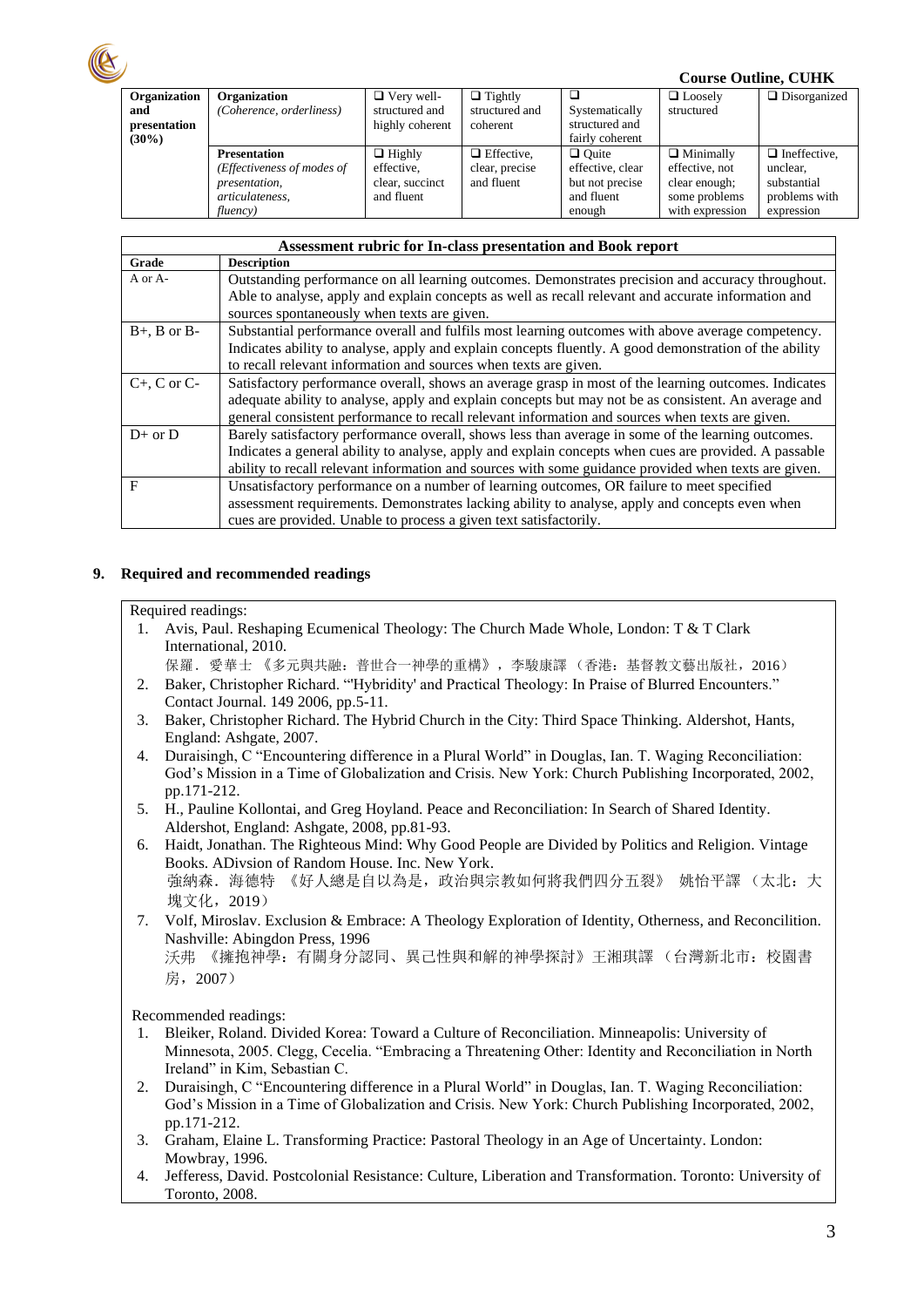| Organization and presentation (30%) | Organization *(Coherence, orderliness)* | ❑ Very well-structured and highly coherent | ❑ Tightly structured and coherent | ❑ Systematically structured and fairly coherent | ❑ Loosely structured | ❑ Disorganized |
|---|---|---|---|---|---|---|
| | **Presentation** *(Effectiveness of modes of presentation, articulateness, fluency)* | ❑ Highly effective, clear, succinct and fluent | ❑ Effective, clear, precise and fluent | ❑ Quite effective, clear but not precise and fluent enough | ❑ Minimally effective, not clear enough; some problems with expression | ❑ Ineffective, unclear, substantial problems with expression |

| Assessment rubric for In-class presentation and Book report | |
|---|---|
| **Grade** | **Description** |
| A or A- | Outstanding performance on all learning outcomes. Demonstrates precision and accuracy throughout. Able to analyse, apply and explain concepts as well as recall relevant and accurate information and sources spontaneously when texts are given. |
| B+, B or B- | Substantial performance overall and fulfils most learning outcomes with above average competency. Indicates ability to analyse, apply and explain concepts fluently. A good demonstration of the ability to recall relevant information and sources when texts are given. |
| C+, C or C- | Satisfactory performance overall, shows an average grasp in most of the learning outcomes. Indicates adequate ability to analyse, apply and explain concepts but may not be as consistent. An average and general consistent performance to recall relevant information and sources when texts are given. |
| D+ or D | Barely satisfactory performance overall, shows less than average in some of the learning outcomes. Indicates a general ability to analyse, apply and explain concepts when cues are provided. A passable ability to recall relevant information and sources with some guidance provided when texts are given. |
| F | Unsatisfactory performance on a number of learning outcomes, OR failure to meet specified assessment requirements. Demonstrates lacking ability to analyse, apply and concepts even when cues are provided. Unable to process a given text satisfactorily. |

## 9. Required and recommended readings

Required readings:

1. Avis, Paul. Reshaping Ecumenical Theology: The Church Made Whole, London: T & T Clark International, 2010.
   保羅．愛華士《多元與共融：普世合一神學的重構》，李駿康譯（香港：基督教文藝出版社，2016）
2. Baker, Christopher Richard. "'Hybridity' and Practical Theology: In Praise of Blurred Encounters." Contact Journal. 149 2006, pp.5-11.
3. Baker, Christopher Richard. The Hybrid Church in the City: Third Space Thinking. Aldershot, Hants, England: Ashgate, 2007.
4. Duraisingh, C "Encountering difference in a Plural World" in Douglas, Ian. T. Waging Reconciliation: God's Mission in a Time of Globalization and Crisis. New York: Church Publishing Incorporated, 2002, pp.171-212.
5. H., Pauline Kollontai, and Greg Hoyland. Peace and Reconciliation: In Search of Shared Identity. Aldershot, England: Ashgate, 2008, pp.81-93.
6. Haidt, Jonathan. The Righteous Mind: Why Good People are Divided by Politics and Religion. Vintage Books. ADivsion of Random House. Inc. New York.
   強納森．海德特《好人總是自以為是，政治與宗教如何將我們四分五裂》 姚怡平譯（太北：大塊文化，2019）
7. Volf, Miroslav. Exclusion & Embrace: A Theology Exploration of Identity, Otherness, and Reconcilition. Nashville: Abingdon Press, 1996
   沃弗《擁抱神學：有關身分認同、異己性與和解的神學探討》王湘琪譯（台灣新北市：校園書房，2007）

Recommended readings:

1. Bleiker, Roland. Divided Korea: Toward a Culture of Reconciliation. Minneapolis: University of Minnesota, 2005. Clegg, Cecelia. "Embracing a Threatening Other: Identity and Reconciliation in North Ireland" in Kim, Sebastian C.
2. Duraisingh, C "Encountering difference in a Plural World" in Douglas, Ian. T. Waging Reconciliation: God's Mission in a Time of Globalization and Crisis. New York: Church Publishing Incorporated, 2002, pp.171-212.
3. Graham, Elaine L. Transforming Practice: Pastoral Theology in an Age of Uncertainty. London: Mowbray, 1996.
4. Jefferess, David. Postcolonial Resistance: Culture, Liberation and Transformation. Toronto: University of Toronto, 2008.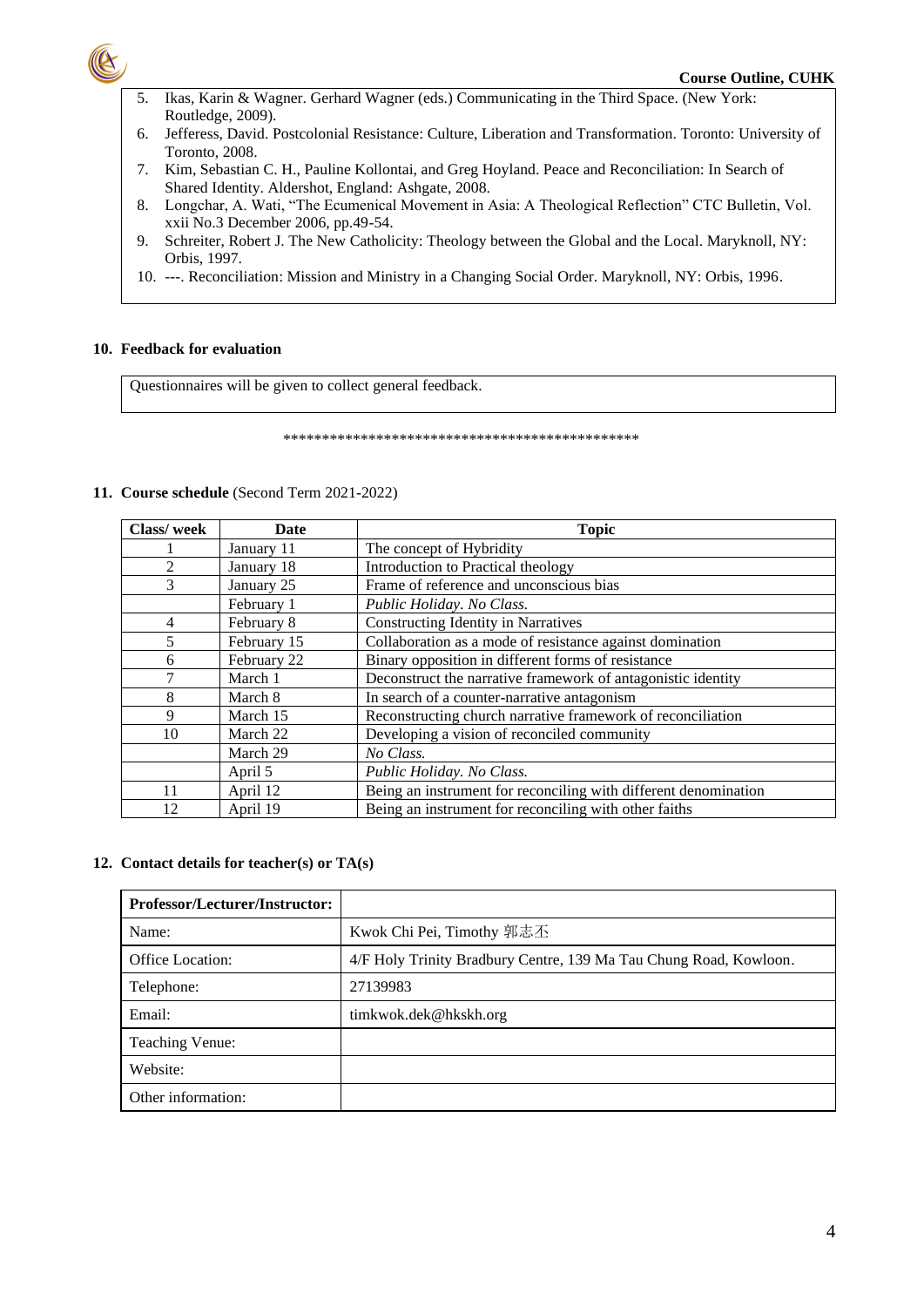5. Ikas, Karin & Wagner. Gerhard Wagner (eds.) Communicating in the Third Space. (New York: Routledge, 2009).
6. Jefferess, David. Postcolonial Resistance: Culture, Liberation and Transformation. Toronto: University of Toronto, 2008.
7. Kim, Sebastian C. H., Pauline Kollontai, and Greg Hoyland. Peace and Reconciliation: In Search of Shared Identity. Aldershot, England: Ashgate, 2008.
8. Longchar, A. Wati, "The Ecumenical Movement in Asia: A Theological Reflection" CTC Bulletin, Vol. xxii No.3 December 2006, pp.49-54.
9. Schreiter, Robert J. The New Catholicity: Theology between the Global and the Local. Maryknoll, NY: Orbis, 1997.
10. ---. Reconciliation: Mission and Ministry in a Changing Social Order. Maryknoll, NY: Orbis, 1996.

**10. Feedback for evaluation**

Questionnaires will be given to collect general feedback.

\*\*\*\*\*\*\*\*\*\*\*\*\*\*\*\*\*\*\*\*\*\*\*\*\*\*\*\*\*\*\*\*\*\*\*\*\*\*\*\*\*\*\*\*\*\*\*\*

**11. Course schedule** (Second Term 2021-2022)

| Class/ week | Date | Topic |
|---|---|---|
| 1 | January 11 | The concept of Hybridity |
| 2 | January 18 | Introduction to Practical theology |
| 3 | January 25 | Frame of reference and unconscious bias |
| | February 1 | *Public Holiday. No Class.* |
| 4 | February 8 | Constructing Identity in Narratives |
| 5 | February 15 | Collaboration as a mode of resistance against domination |
| 6 | February 22 | Binary opposition in different forms of resistance |
| 7 | March 1 | Deconstruct the narrative framework of antagonistic identity |
| 8 | March 8 | In search of a counter-narrative antagonism |
| 9 | March 15 | Reconstructing church narrative framework of reconciliation |
| 10 | March 22 | Developing a vision of reconciled community |
| | March 29 | *No Class.* |
| | April 5 | *Public Holiday. No Class.* |
| 11 | April 12 | Being an instrument for reconciling with different denomination |
| 12 | April 19 | Being an instrument for reconciling with other faiths |

**12. Contact details for teacher(s) or TA(s)**

| Professor/Lecturer/Instructor: | |
|---|---|
| Name: | Kwok Chi Pei, Timothy 郭志丕 |
| Office Location: | 4/F Holy Trinity Bradbury Centre, 139 Ma Tau Chung Road, Kowloon. |
| Telephone: | 27139983 |
| Email: | timkwok.dek@hkskh.org |
| Teaching Venue: | |
| Website: | |
| Other information: | |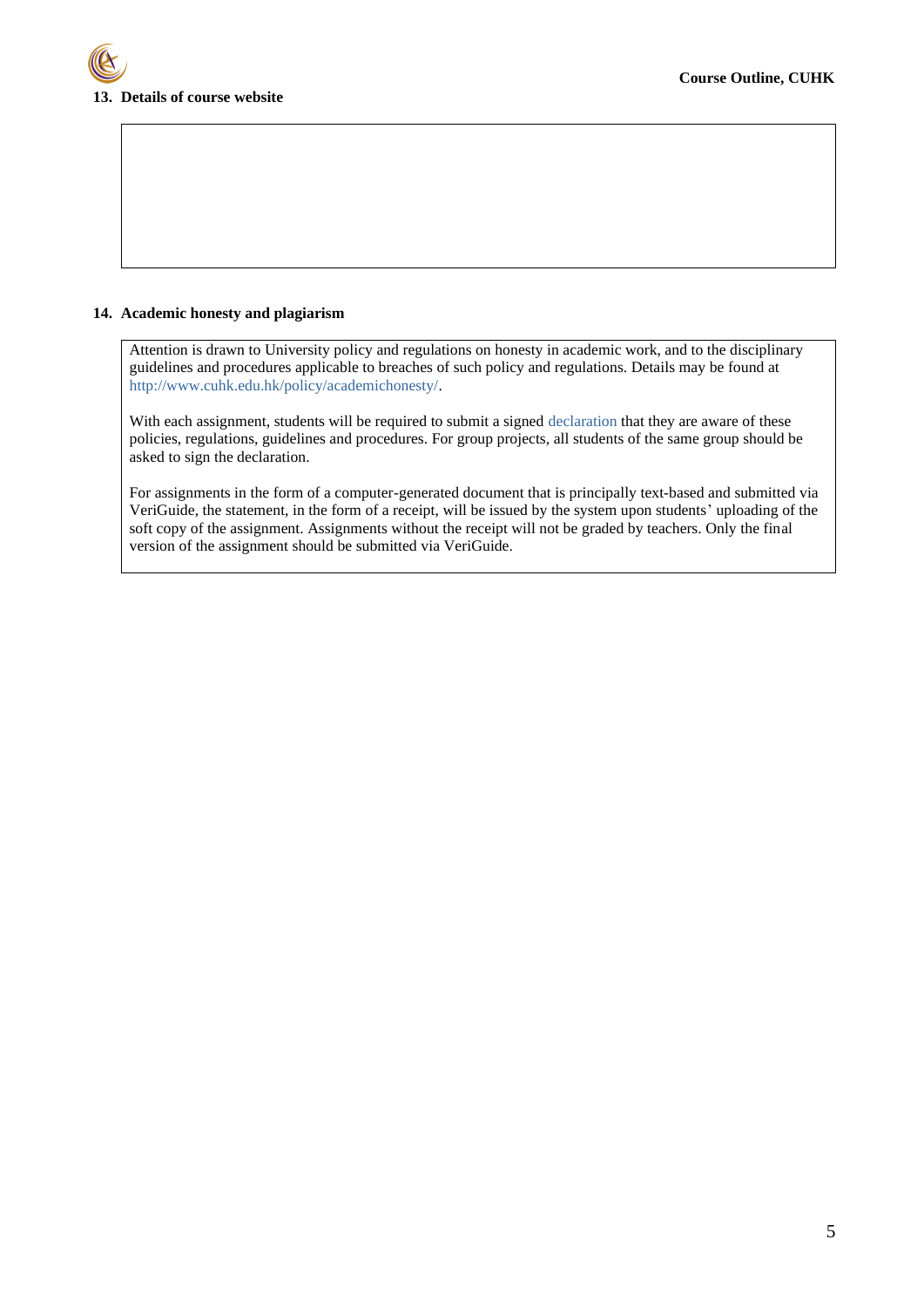**13. Details of course website**

**14. Academic honesty and plagiarism**

Attention is drawn to University policy and regulations on honesty in academic work, and to the disciplinary guidelines and procedures applicable to breaches of such policy and regulations. Details may be found at http://www.cuhk.edu.hk/policy/academichonesty/.

With each assignment, students will be required to submit a signed declaration that they are aware of these policies, regulations, guidelines and procedures. For group projects, all students of the same group should be asked to sign the declaration.

For assignments in the form of a computer-generated document that is principally text-based and submitted via VeriGuide, the statement, in the form of a receipt, will be issued by the system upon students' uploading of the soft copy of the assignment. Assignments without the receipt will not be graded by teachers. Only the final version of the assignment should be submitted via VeriGuide.